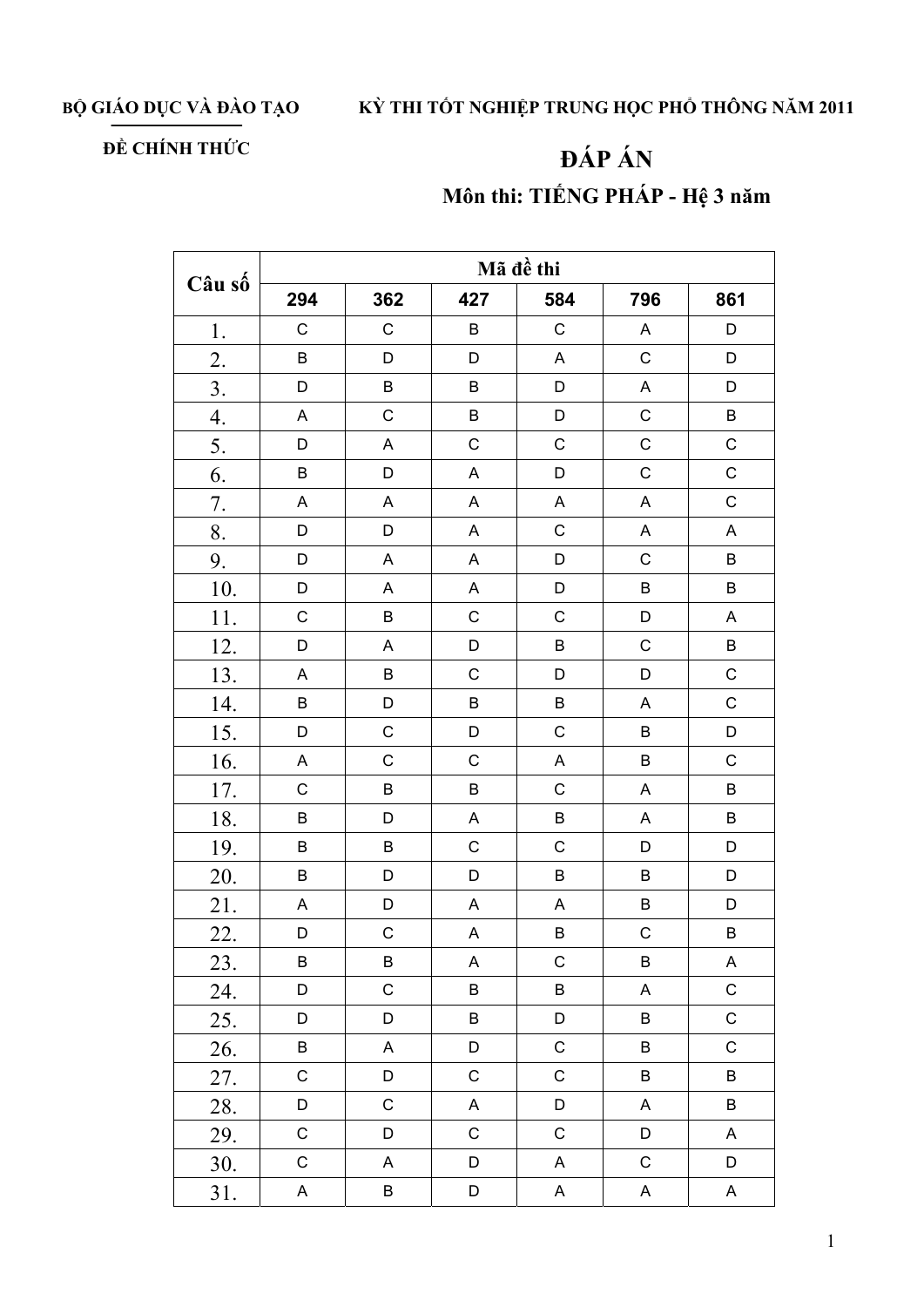**BỘ GIÁO DỤC VÀ ĐÀO TẠO**

**ĐỀ CHÍNH THỨC**

**KỲ THI TỐT NGHIỆP TRUNG HỌC PHỔ THÔNG NĂM 2011**

# ĐÁP ÁN

## Môn thi: TIẾNG PHÁP - Hệ 3 năm

| Câu số | Mã đề thi | | | | | |
|---|---|---|---|---|---|---|
| | 294 | 362 | 427 | 584 | 796 | 861 |
| 1. | C | C | B | C | A | D |
| 2. | B | D | D | A | C | D |
| 3. | D | B | B | D | A | D |
| 4. | A | C | B | D | C | B |
| 5. | D | A | C | C | C | C |
| 6. | B | D | A | D | C | C |
| 7. | A | A | A | A | A | C |
| 8. | D | D | A | C | A | A |
| 9. | D | A | A | D | C | B |
| 10. | D | A | A | D | B | B |
| 11. | C | B | C | C | D | A |
| 12. | D | A | D | B | C | B |
| 13. | A | B | C | D | D | C |
| 14. | B | D | B | B | A | C |
| 15. | D | C | D | C | B | D |
| 16. | A | C | C | A | B | C |
| 17. | C | B | B | C | A | B |
| 18. | B | D | A | B | A | B |
| 19. | B | B | C | C | D | D |
| 20. | B | D | D | B | B | D |
| 21. | A | D | A | A | B | D |
| 22. | D | C | A | B | C | B |
| 23. | B | B | A | C | B | A |
| 24. | D | C | B | B | A | C |
| 25. | D | D | B | D | B | C |
| 26. | B | A | D | C | B | C |
| 27. | C | D | C | C | B | B |
| 28. | D | C | A | D | A | B |
| 29. | C | D | C | C | D | A |
| 30. | C | A | D | A | C | D |
| 31. | A | B | D | A | A | A |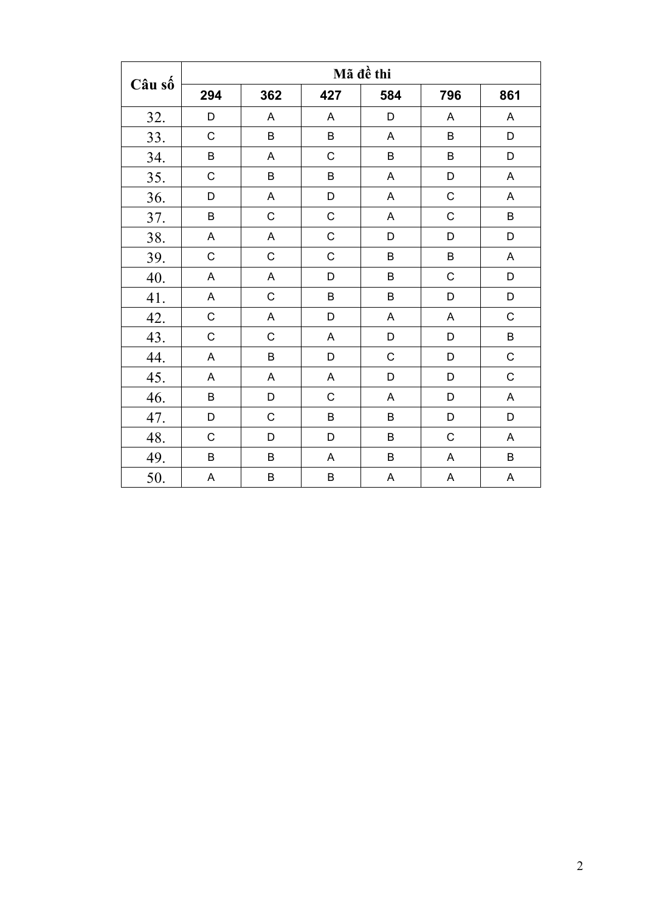| Câu số | Mã đề thi | | | | | |
|---|---|---|---|---|---|---|
| | 294 | 362 | 427 | 584 | 796 | 861 |
| 32. | D | A | A | D | A | A |
| 33. | C | B | B | A | B | D |
| 34. | B | A | C | B | B | D |
| 35. | C | B | B | A | D | A |
| 36. | D | A | D | A | C | A |
| 37. | B | C | C | A | C | B |
| 38. | A | A | C | D | D | D |
| 39. | C | C | C | B | B | A |
| 40. | A | A | D | B | C | D |
| 41. | A | C | B | B | D | D |
| 42. | C | A | D | A | A | C |
| 43. | C | C | A | D | D | B |
| 44. | A | B | D | C | D | C |
| 45. | A | A | A | D | D | C |
| 46. | B | D | C | A | D | A |
| 47. | D | C | B | B | D | D |
| 48. | C | D | D | B | C | A |
| 49. | B | B | A | B | A | B |
| 50. | A | B | B | A | A | A |